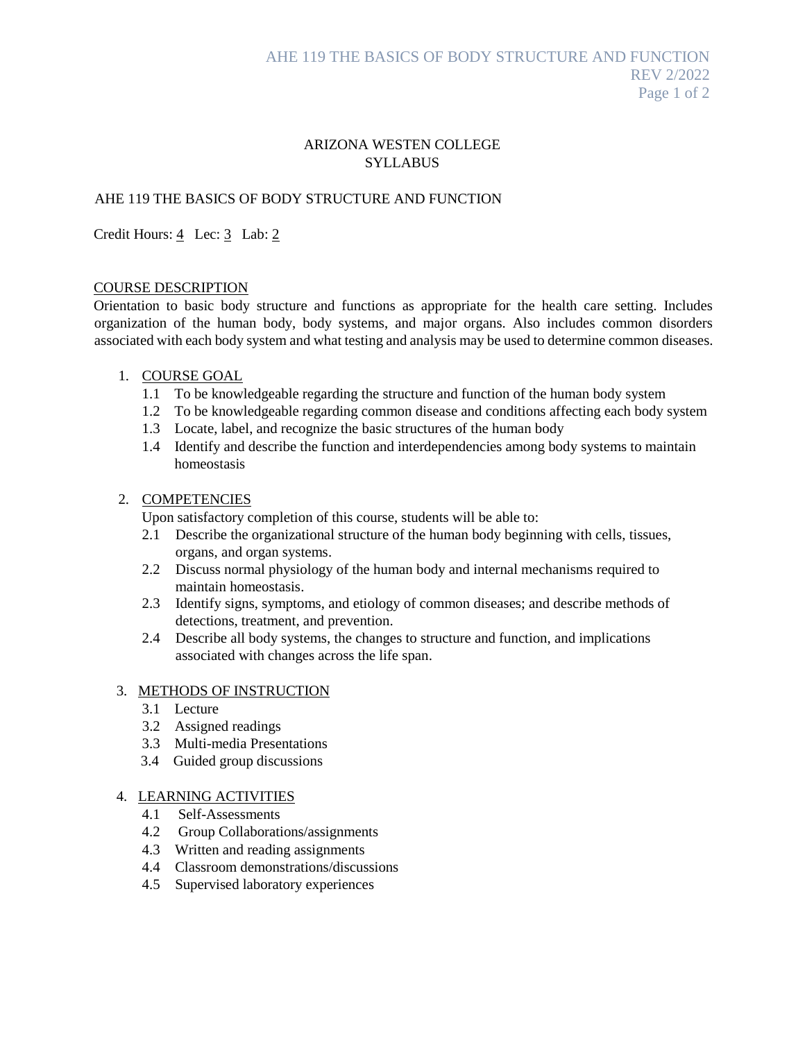# ARIZONA WESTEN COLLEGE
# SYLLABUS

## AHE 119 THE BASICS OF BODY STRUCTURE AND FUNCTION

Credit Hours: 4   Lec: 3   Lab: 2

### COURSE DESCRIPTION

Orientation to basic body structure and functions as appropriate for the health care setting. Includes organization of the human body, body systems, and major organs. Also includes common disorders associated with each body system and what testing and analysis may be used to determine common diseases.

### 1. COURSE GOAL

- 1.1 To be knowledgeable regarding the structure and function of the human body system
- 1.2 To be knowledgeable regarding common disease and conditions affecting each body system
- 1.3 Locate, label, and recognize the basic structures of the human body
- 1.4 Identify and describe the function and interdependencies among body systems to maintain homeostasis

### 2. COMPETENCIES

Upon satisfactory completion of this course, students will be able to:

- 2.1 Describe the organizational structure of the human body beginning with cells, tissues, organs, and organ systems.
- 2.2 Discuss normal physiology of the human body and internal mechanisms required to maintain homeostasis.
- 2.3 Identify signs, symptoms, and etiology of common diseases; and describe methods of detections, treatment, and prevention.
- 2.4 Describe all body systems, the changes to structure and function, and implications associated with changes across the life span.

### 3. METHODS OF INSTRUCTION

- 3.1 Lecture
- 3.2 Assigned readings
- 3.3 Multi-media Presentations
- 3.4 Guided group discussions

### 4. LEARNING ACTIVITIES

- 4.1 Self-Assessments
- 4.2 Group Collaborations/assignments
- 4.3 Written and reading assignments
- 4.4 Classroom demonstrations/discussions
- 4.5 Supervised laboratory experiences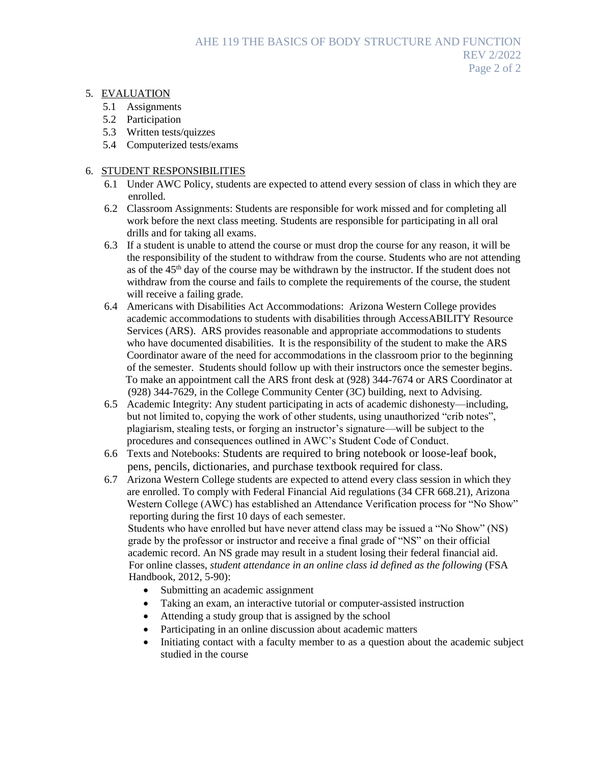5. EVALUATION
   - 5.1 Assignments
   - 5.2 Participation
   - 5.3 Written tests/quizzes
   - 5.4 Computerized tests/exams

6. STUDENT RESPONSIBILITIES
   - 6.1 Under AWC Policy, students are expected to attend every session of class in which they are enrolled.
   - 6.2 Classroom Assignments: Students are responsible for work missed and for completing all work before the next class meeting. Students are responsible for participating in all oral drills and for taking all exams.
   - 6.3 If a student is unable to attend the course or must drop the course for any reason, it will be the responsibility of the student to withdraw from the course. Students who are not attending as of the 45th day of the course may be withdrawn by the instructor. If the student does not withdraw from the course and fails to complete the requirements of the course, the student will receive a failing grade.
   - 6.4 Americans with Disabilities Act Accommodations: Arizona Western College provides academic accommodations to students with disabilities through AccessABILITY Resource Services (ARS). ARS provides reasonable and appropriate accommodations to students who have documented disabilities. It is the responsibility of the student to make the ARS Coordinator aware of the need for accommodations in the classroom prior to the beginning of the semester. Students should follow up with their instructors once the semester begins. To make an appointment call the ARS front desk at (928) 344-7674 or ARS Coordinator at (928) 344-7629, in the College Community Center (3C) building, next to Advising.
   - 6.5 Academic Integrity: Any student participating in acts of academic dishonesty—including, but not limited to, copying the work of other students, using unauthorized "crib notes", plagiarism, stealing tests, or forging an instructor's signature—will be subject to the procedures and consequences outlined in AWC's Student Code of Conduct.
   - 6.6 Texts and Notebooks: Students are required to bring notebook or loose-leaf book, pens, pencils, dictionaries, and purchase textbook required for class.
   - 6.7 Arizona Western College students are expected to attend every class session in which they are enrolled. To comply with Federal Financial Aid regulations (34 CFR 668.21), Arizona Western College (AWC) has established an Attendance Verification process for "No Show" reporting during the first 10 days of each semester.
     Students who have enrolled but have never attend class may be issued a "No Show" (NS) grade by the professor or instructor and receive a final grade of "NS" on their official academic record. An NS grade may result in a student losing their federal financial aid. For online classes, *student attendance in an online class id defined as the following* (FSA Handbook, 2012, 5-90):
     - Submitting an academic assignment
     - Taking an exam, an interactive tutorial or computer-assisted instruction
     - Attending a study group that is assigned by the school
     - Participating in an online discussion about academic matters
     - Initiating contact with a faculty member to as a question about the academic subject studied in the course